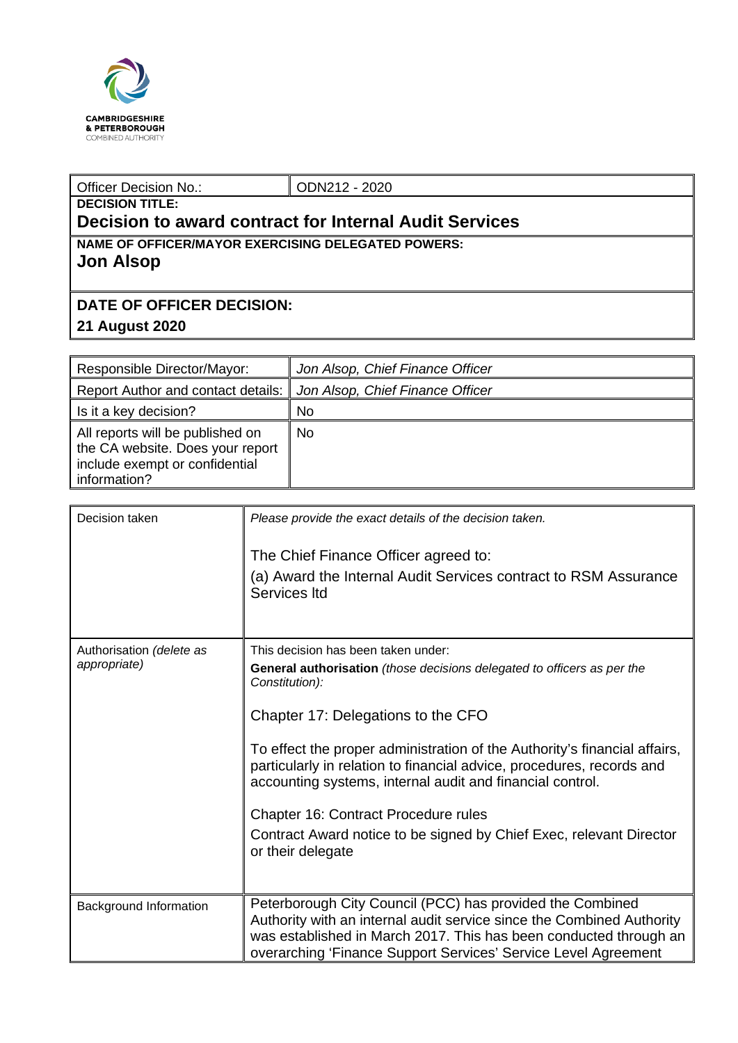CAMBRIDGESHIRE
& PETERBOROUGH
COMBINED AUTHORITY

| Officer Decision No.: | ODN212 - 2020 |
|---|---|

**DECISION TITLE:**

## Decision to award contract for Internal Audit Services

**NAME OF OFFICER/MAYOR EXERCISING DELEGATED POWERS:**

**Jon Alsop**

**DATE OF OFFICER DECISION:**

**21 August 2020**

| Responsible Director/Mayor: | *Jon Alsop, Chief Finance Officer* |
|---|---|
| Report Author and contact details: | *Jon Alsop, Chief Finance Officer* |
| Is it a key decision? | No |
| All reports will be published on the CA website. Does your report include exempt or confidential information? | No |

| Decision taken | *Please provide the exact details of the decision taken.*<br><br>The Chief Finance Officer agreed to:<br>(a) Award the Internal Audit Services contract to RSM Assurance Services ltd |
|---|---|
| Authorisation *(delete as appropriate)* | This decision has been taken under:<br>**General authorisation** *(those decisions delegated to officers as per the Constitution):*<br><br>Chapter 17: Delegations to the CFO<br><br>To effect the proper administration of the Authority's financial affairs, particularly in relation to financial advice, procedures, records and accounting systems, internal audit and financial control.<br><br>Chapter 16: Contract Procedure rules<br>Contract Award notice to be signed by Chief Exec, relevant Director or their delegate |
| Background Information | Peterborough City Council (PCC) has provided the Combined Authority with an internal audit service since the Combined Authority was established in March 2017. This has been conducted through an overarching 'Finance Support Services' Service Level Agreement |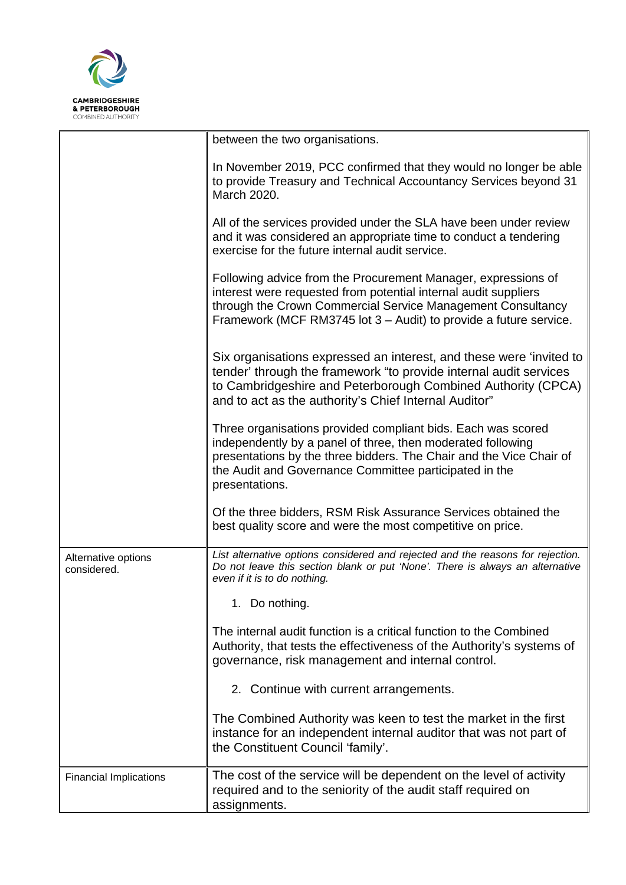| | |
|---|---|
| | between the two organisations.<br><br>In November 2019, PCC confirmed that they would no longer be able to provide Treasury and Technical Accountancy Services beyond 31 March 2020.<br><br>All of the services provided under the SLA have been under review and it was considered an appropriate time to conduct a tendering exercise for the future internal audit service.<br><br>Following advice from the Procurement Manager, expressions of interest were requested from potential internal audit suppliers through the Crown Commercial Service Management Consultancy Framework (MCF RM3745 lot 3 – Audit) to provide a future service.<br><br>Six organisations expressed an interest, and these were 'invited to tender' through the framework "to provide internal audit services to Cambridgeshire and Peterborough Combined Authority (CPCA) and to act as the authority's Chief Internal Auditor"<br><br>Three organisations provided compliant bids. Each was scored independently by a panel of three, then moderated following presentations by the three bidders. The Chair and the Vice Chair of the Audit and Governance Committee participated in the presentations.<br><br>Of the three bidders, RSM Risk Assurance Services obtained the best quality score and were the most competitive on price. |
| Alternative options considered. | *List alternative options considered and rejected and the reasons for rejection. Do not leave this section blank or put 'None'. There is always an alternative even if it is to do nothing.*<br><br>1. Do nothing.<br><br>The internal audit function is a critical function to the Combined Authority, that tests the effectiveness of the Authority's systems of governance, risk management and internal control.<br><br>2. Continue with current arrangements.<br><br>The Combined Authority was keen to test the market in the first instance for an independent internal auditor that was not part of the Constituent Council 'family'. |
| Financial Implications | The cost of the service will be dependent on the level of activity required and to the seniority of the audit staff required on assignments. |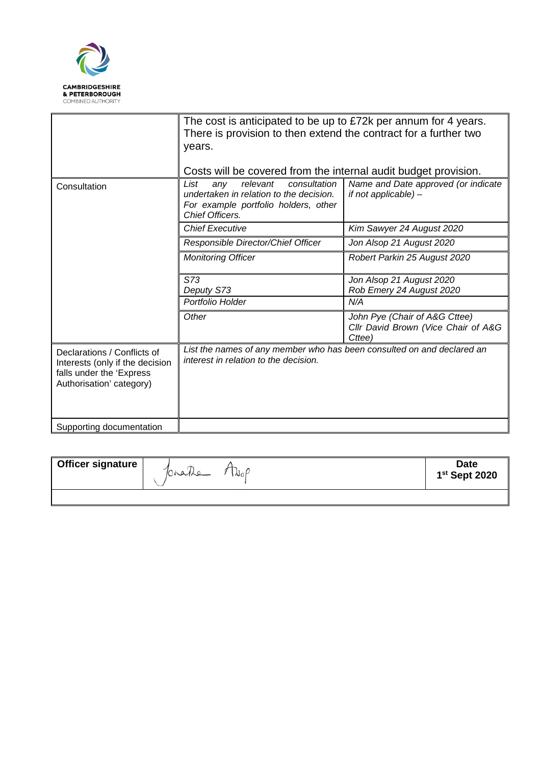CAMBRIDGESHIRE & PETERBOROUGH COMBINED AUTHORITY

| | | |
|---|---|---|
| | The cost is anticipated to be up to £72k per annum for 4 years. There is provision to then extend the contract for a further two years.<br><br>Costs will be covered from the internal audit budget provision. | |
| Consultation | *List any relevant consultation undertaken in relation to the decision. For example portfolio holders, other Chief Officers.* | *Name and Date approved (or indicate if not applicable) –* |
| | *Chief Executive* | *Kim Sawyer 24 August 2020* |
| | *Responsible Director/Chief Officer* | *Jon Alsop 21 August 2020* |
| | *Monitoring Officer* | *Robert Parkin 25 August 2020* |
| | *S73*<br>*Deputy S73* | *Jon Alsop 21 August 2020*<br>*Rob Emery 24 August 2020* |
| | *Portfolio Holder* | *N/A* |
| | *Other* | *John Pye (Chair of A&G Cttee)*<br>*Cllr David Brown (Vice Chair of A&G Cttee)* |
| Declarations / Conflicts of Interests (only if the decision falls under the 'Express Authorisation' category) | *List the names of any member who has been consulted on and declared an interest in relation to the decision.* | |
| Supporting documentation | | |

| | | |
|---|---|---|
| **Officer signature** | Jonathan Alsop | **Date**<br>**1st Sept 2020** |
| | | |